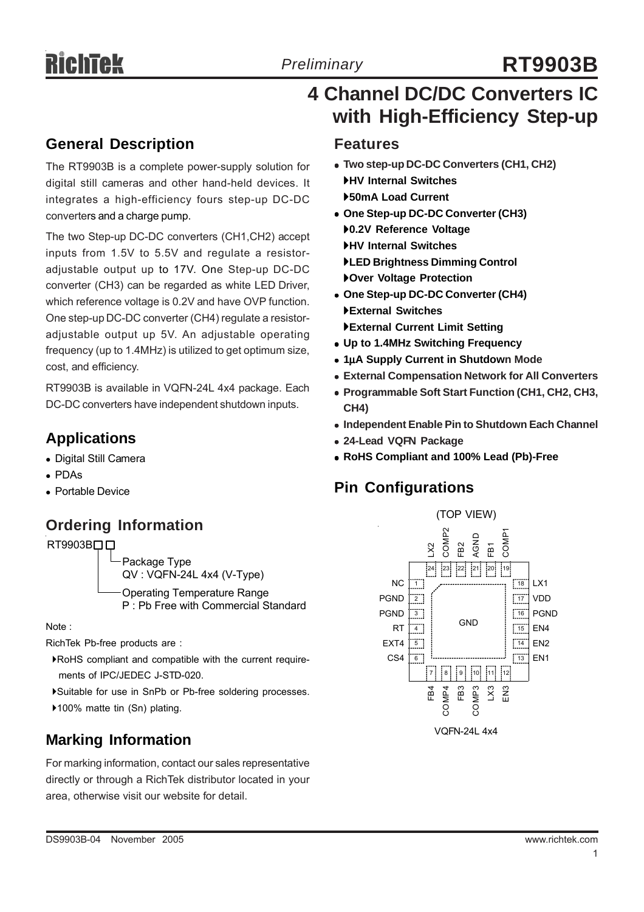# RT9903B

*Preliminary*

# 4 Channel DC/DC Converters IC with High-Efficiency Step-up

## General Description

The RT9903B is a complete power-supply solution for digital still cameras and other hand-held devices. It integrates a high-efficiency fours step-up DC-DC converters and a charge pump.

The two Step-up DC-DC converters (CH1,CH2) accept inputs from 1.5V to 5.5V and regulate a resistor-adjustable output up to 17V. One Step-up DC-DC converter (CH3) can be regarded as white LED Driver, which reference voltage is 0.2V and have OVP function. One step-up DC-DC converter (CH4) regulate a resistor-adjustable output up 5V. An adjustable operating frequency (up to 1.4MHz) is utilized to get optimum size, cost, and efficiency.

RT9903B is available in VQFN-24L 4x4 package. Each DC-DC converters have independent shutdown inputs.

## Applications

- Digital Still Camera
- PDAs
- Portable Device

## Ordering Information

```
RT9903B□□
        │└─Package Type
        │   QV : VQFN-24L 4x4 (V-Type)
        └──Operating Temperature Range
            P : Pb Free with Commercial Standard
```

Note :

RichTek Pb-free products are :

- RoHS compliant and compatible with the current requirements of IPC/JEDEC J-STD-020.
- Suitable for use in SnPb or Pb-free soldering processes.
- 100% matte tin (Sn) plating.

## Marking Information

For marking information, contact our sales representative directly or through a RichTek distributor located in your area, otherwise visit our website for detail.

## Features

- **Two step-up DC-DC Converters (CH1, CH2)**
  - **HV Internal Switches**
  - **50mA Load Current**
- **One Step-up DC-DC Converter (CH3)**
  - **0.2V Reference Voltage**
  - **HV Internal Switches**
  - **LED Brightness Dimming Control**
  - **Over Voltage Protection**
- **One Step-up DC-DC Converter (CH4)**
  - **External Switches**
  - **External Current Limit Setting**
- **Up to 1.4MHz Switching Frequency**
- **1μA Supply Current in Shutdown Mode**
- **External Compensation Network for All Converters**
- **Programmable Soft Start Function (CH1, CH2, CH3, CH4)**
- **Independent Enable Pin to Shutdown Each Channel**
- **24-Lead VQFN Package**
- **RoHS Compliant and 100% Lead (Pb)-Free**

## Pin Configurations

(TOP VIEW)

| Pin | Name | Pin | Name |
|---|---|---|---|
| 1 | NC | 13 | EN1 |
| 2 | PGND | 14 | EN2 |
| 3 | PGND | 15 | EN4 |
| 4 | RT | 16 | PGND |
| 5 | EXT4 | 17 | VDD |
| 6 | CS4 | 18 | LX1 |
| 7 | FB4 | 19 | COMP1 |
| 8 | COMP4 | 20 | FB1 |
| 9 | FB3 | 21 | AGND |
| 10 | COMP3 | 22 | FB2 |
| 11 | LX3 | 23 | COMP2 |
| 12 | EN3 | 24 | LX2 |

Exposed pad: GND

VQFN-24L 4x4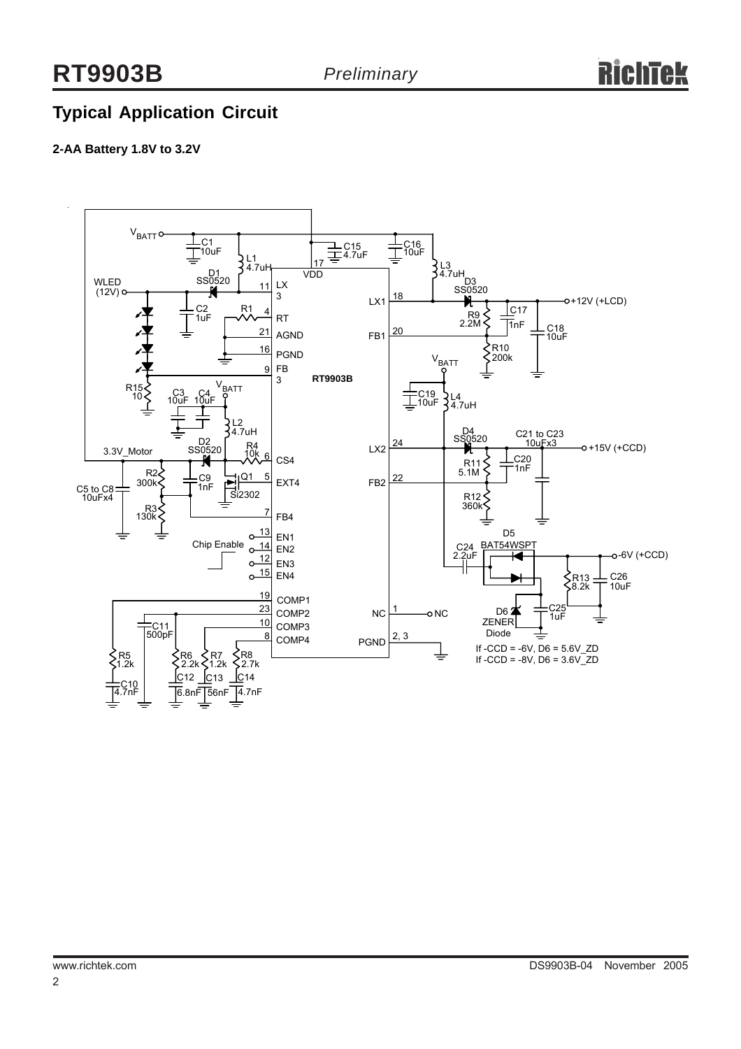## Typical Application Circuit

**2-AA Battery 1.8V to 3.2V**

If -CCD = -6V, D6 = 5.6V_ZD
If -CCD = -8V, D6 = 3.6V_ZD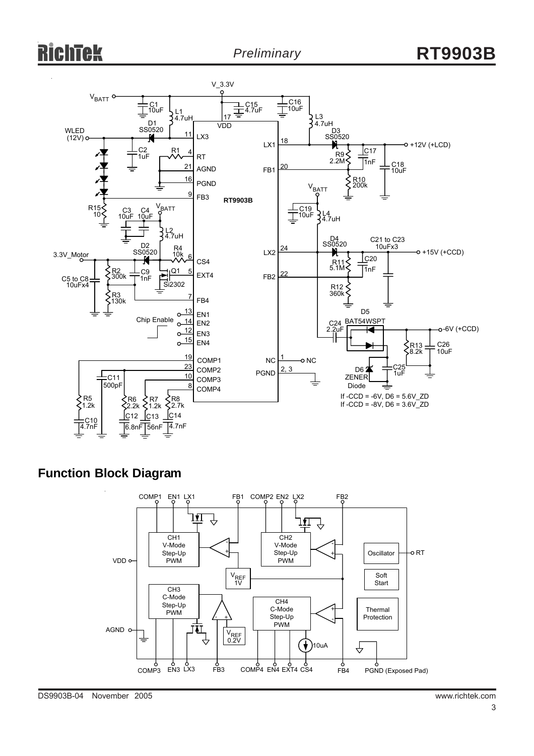## Function Block Diagram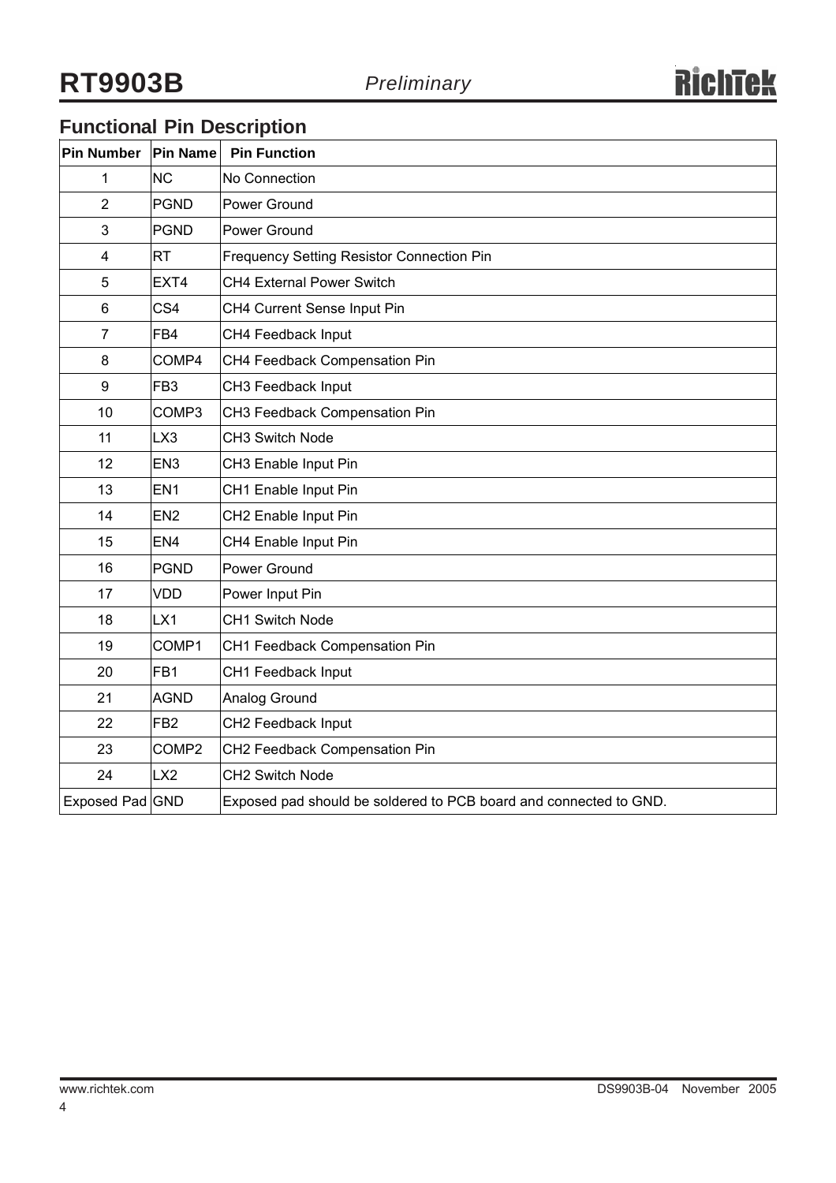## Functional Pin Description

| Pin Number | Pin Name | Pin Function |
|---|---|---|
| 1 | NC | No Connection |
| 2 | PGND | Power Ground |
| 3 | PGND | Power Ground |
| 4 | RT | Frequency Setting Resistor Connection Pin |
| 5 | EXT4 | CH4 External Power Switch |
| 6 | CS4 | CH4 Current Sense Input Pin |
| 7 | FB4 | CH4 Feedback Input |
| 8 | COMP4 | CH4 Feedback Compensation Pin |
| 9 | FB3 | CH3 Feedback Input |
| 10 | COMP3 | CH3 Feedback Compensation Pin |
| 11 | LX3 | CH3 Switch Node |
| 12 | EN3 | CH3 Enable Input Pin |
| 13 | EN1 | CH1 Enable Input Pin |
| 14 | EN2 | CH2 Enable Input Pin |
| 15 | EN4 | CH4 Enable Input Pin |
| 16 | PGND | Power Ground |
| 17 | VDD | Power Input Pin |
| 18 | LX1 | CH1 Switch Node |
| 19 | COMP1 | CH1 Feedback Compensation Pin |
| 20 | FB1 | CH1 Feedback Input |
| 21 | AGND | Analog Ground |
| 22 | FB2 | CH2 Feedback Input |
| 23 | COMP2 | CH2 Feedback Compensation Pin |
| 24 | LX2 | CH2 Switch Node |
| Exposed Pad | GND | Exposed pad should be soldered to PCB board and connected to GND. |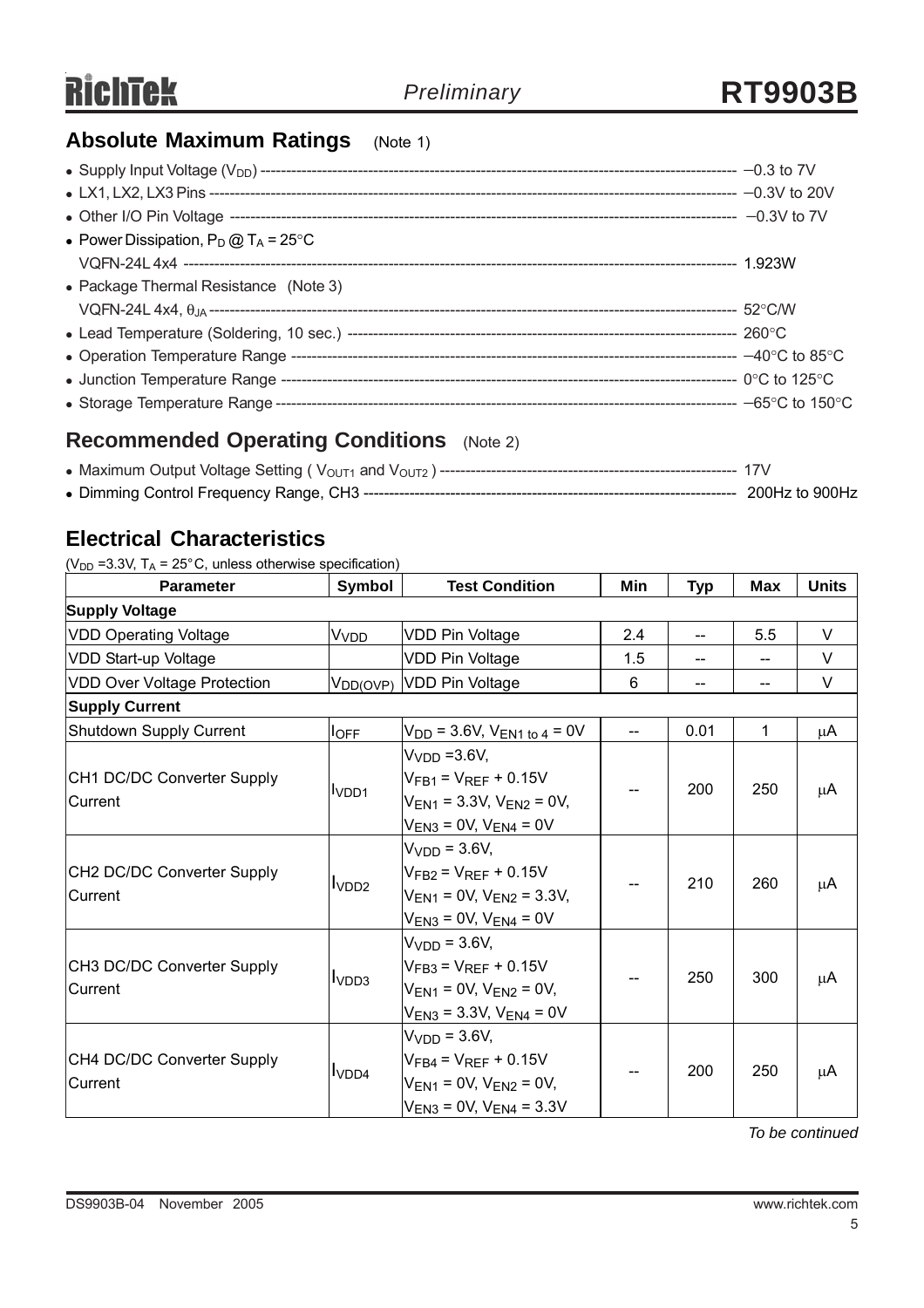## Absolute Maximum Ratings (Note 1)

- Supply Input Voltage ($V_{DD}$) ---------- −0.3 to 7V
- LX1, LX2, LX3 Pins ---------- −0.3V to 20V
- Other I/O Pin Voltage ---------- −0.3V to 7V
- Power Dissipation, $P_D$ @ $T_A$ = 25°C
  VQFN-24L 4x4 ---------- 1.923W
- Package Thermal Resistance (Note 3)
  VQFN-24L 4x4, $\theta_{JA}$ ---------- 52°C/W
- Lead Temperature (Soldering, 10 sec.) ---------- 260°C
- Operation Temperature Range ---------- −40°C to 85°C
- Junction Temperature Range ---------- 0°C to 125°C
- Storage Temperature Range ---------- −65°C to 150°C

## Recommended Operating Conditions (Note 2)

- Maximum Output Voltage Setting ( $V_{OUT1}$ and $V_{OUT2}$ ) ---------- 17V
- Dimming Control Frequency Range, CH3 ---------- 200Hz to 900Hz

## Electrical Characteristics

($V_{DD}$ =3.3V, $T_A$ = 25°C, unless otherwise specification)

| Parameter | Symbol | Test Condition | Min | Typ | Max | Units |
|---|---|---|---|---|---|---|
| **Supply Voltage** | | | | | | |
| VDD Operating Voltage | $V_{VDD}$ | VDD Pin Voltage | 2.4 | -- | 5.5 | V |
| VDD Start-up Voltage | | VDD Pin Voltage | 1.5 | -- | -- | V |
| VDD Over Voltage Protection | $V_{DD(OVP)}$ | VDD Pin Voltage | 6 | -- | -- | V |
| **Supply Current** | | | | | | |
| Shutdown Supply Current | $I_{OFF}$ | $V_{DD}$ = 3.6V, $V_{EN1\ to\ 4}$ = 0V | -- | 0.01 | 1 | μA |
| CH1 DC/DC Converter Supply Current | $I_{VDD1}$ | $V_{VDD}$ =3.6V, $V_{FB1}$ = $V_{REF}$ + 0.15V, $V_{EN1}$ = 3.3V, $V_{EN2}$ = 0V, $V_{EN3}$ = 0V, $V_{EN4}$ = 0V | -- | 200 | 250 | μA |
| CH2 DC/DC Converter Supply Current | $I_{VDD2}$ | $V_{VDD}$ = 3.6V, $V_{FB2}$ = $V_{REF}$ + 0.15V, $V_{EN1}$ = 0V, $V_{EN2}$ = 3.3V, $V_{EN3}$ = 0V, $V_{EN4}$ = 0V | -- | 210 | 260 | μA |
| CH3 DC/DC Converter Supply Current | $I_{VDD3}$ | $V_{VDD}$ = 3.6V, $V_{FB3}$ = $V_{REF}$ + 0.15V, $V_{EN1}$ = 0V, $V_{EN2}$ = 0V, $V_{EN3}$ = 3.3V, $V_{EN4}$ = 0V | -- | 250 | 300 | μA |
| CH4 DC/DC Converter Supply Current | $I_{VDD4}$ | $V_{VDD}$ = 3.6V, $V_{FB4}$ = $V_{REF}$ + 0.15V, $V_{EN1}$ = 0V, $V_{EN2}$ = 0V, $V_{EN3}$ = 0V, $V_{EN4}$ = 3.3V | -- | 200 | 250 | μA |

*To be continued*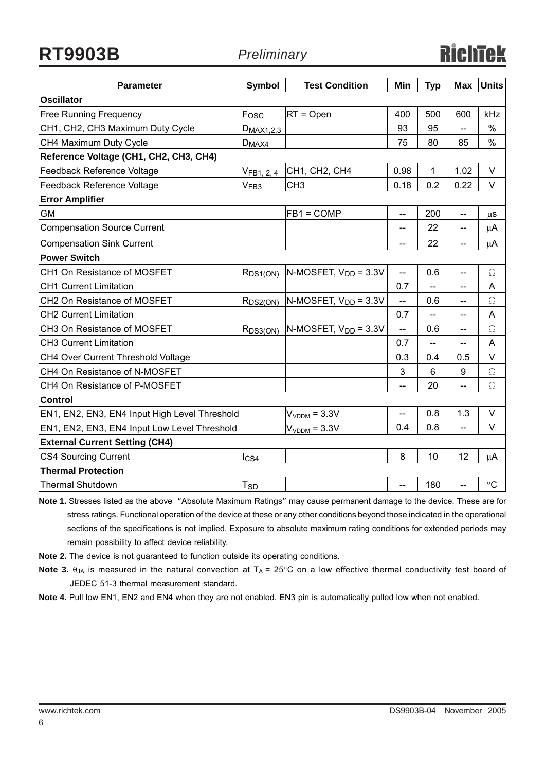| Parameter | Symbol | Test Condition | Min | Typ | Max | Units |
|---|---|---|---|---|---|---|
| **Oscillator** | | | | | | |
| Free Running Frequency | $F_{OSC}$ | RT = Open | 400 | 500 | 600 | kHz |
| CH1, CH2, CH3 Maximum Duty Cycle | $D_{MAX1,2,3}$ | | 93 | 95 | -- | % |
| CH4 Maximum Duty Cycle | $D_{MAX4}$ | | 75 | 80 | 85 | % |
| **Reference Voltage (CH1, CH2, CH3, CH4)** | | | | | | |
| Feedback Reference Voltage | $V_{FB1,\,2,\,4}$ | CH1, CH2, CH4 | 0.98 | 1 | 1.02 | V |
| Feedback Reference Voltage | $V_{FB3}$ | CH3 | 0.18 | 0.2 | 0.22 | V |
| **Error Amplifier** | | | | | | |
| GM | | FB1 = COMP | -- | 200 | -- | μs |
| Compensation Source Current | | | -- | 22 | -- | μA |
| Compensation Sink Current | | | -- | 22 | -- | μA |
| **Power Switch** | | | | | | |
| CH1 On Resistance of MOSFET | $R_{DS1(ON)}$ | N-MOSFET, $V_{DD}$ = 3.3V | -- | 0.6 | -- | Ω |
| CH1 Current Limitation | | | 0.7 | -- | -- | A |
| CH2 On Resistance of MOSFET | $R_{DS2(ON)}$ | N-MOSFET, $V_{DD}$ = 3.3V | -- | 0.6 | -- | Ω |
| CH2 Current Limitation | | | 0.7 | -- | -- | A |
| CH3 On Resistance of MOSFET | $R_{DS3(ON)}$ | N-MOSFET, $V_{DD}$ = 3.3V | -- | 0.6 | -- | Ω |
| CH3 Current Limitation | | | 0.7 | -- | -- | A |
| CH4 Over Current Threshold Voltage | | | 0.3 | 0.4 | 0.5 | V |
| CH4 On Resistance of N-MOSFET | | | 3 | 6 | 9 | Ω |
| CH4 On Resistance of P-MOSFET | | | -- | 20 | -- | Ω |
| **Control** | | | | | | |
| EN1, EN2, EN3, EN4 Input High Level Threshold | | $V_{VDDM}$ = 3.3V | -- | 0.8 | 1.3 | V |
| EN1, EN2, EN3, EN4 Input Low Level Threshold | | $V_{VDDM}$ = 3.3V | 0.4 | 0.8 | -- | V |
| **External Current Setting (CH4)** | | | | | | |
| CS4 Sourcing Current | $I_{CS4}$ | | 8 | 10 | 12 | μA |
| **Thermal Protection** | | | | | | |
| Thermal Shutdown | $T_{SD}$ | | -- | 180 | -- | °C |

**Note 1.** Stresses listed as the above "Absolute Maximum Ratings" may cause permanent damage to the device. These are for stress ratings. Functional operation of the device at these or any other conditions beyond those indicated in the operational sections of the specifications is not implied. Exposure to absolute maximum rating conditions for extended periods may remain possibility to affect device reliability.

**Note 2.** The device is not guaranteed to function outside its operating conditions.

**Note 3.** $\theta_{JA}$ is measured in the natural convection at $T_A$ = 25°C on a low effective thermal conductivity test board of JEDEC 51-3 thermal measurement standard.

**Note 4.** Pull low EN1, EN2 and EN4 when they are not enabled. EN3 pin is automatically pulled low when not enabled.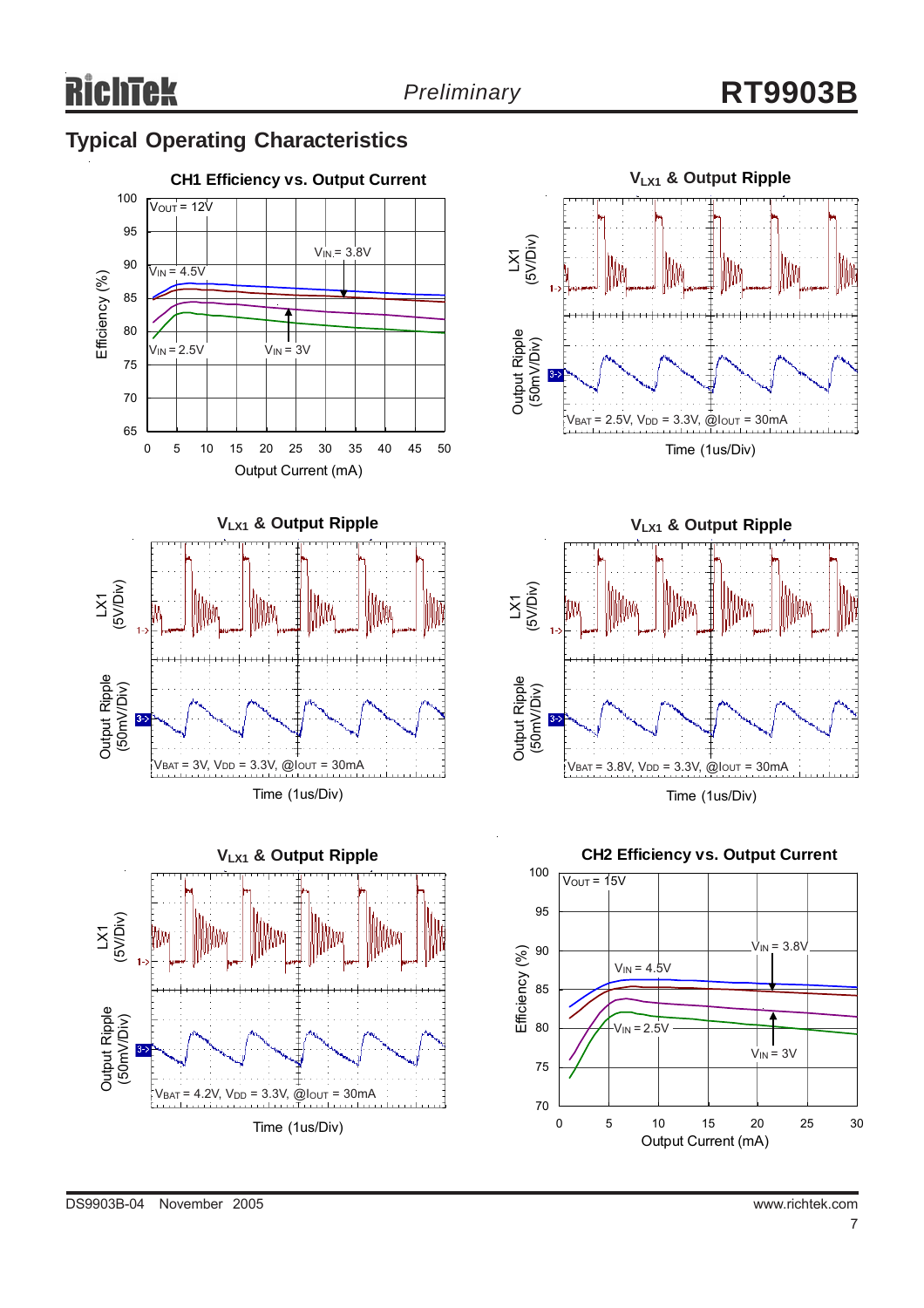## Typical Operating Characteristics

**CH1 Efficiency vs. Output Current**

$V_{OUT}$ = 12V

$V_{IN}$ = 3.8V, $V_{IN}$ = 4.5V, $V_{IN}$ = 2.5V, $V_{IN}$ = 3V

Efficiency (%) vs. Output Current (mA)

**$V_{LX1}$ & Output Ripple**

LX1 (5V/Div)

Output Ripple (50mV/Div)

$V_{BAT}$ = 2.5V, $V_{DD}$ = 3.3V, @$I_{OUT}$ = 30mA

Time (1us/Div)

**$V_{LX1}$ & Output Ripple**

LX1 (5V/Div)

Output Ripple (50mV/Div)

$V_{BAT}$ = 3V, $V_{DD}$ = 3.3V, @$I_{OUT}$ = 30mA

Time (1us/Div)

**$V_{LX1}$ & Output Ripple**

LX1 (5V/Div)

Output Ripple (50mV/Div)

$V_{BAT}$ = 3.8V, $V_{DD}$ = 3.3V, @$I_{OUT}$ = 30mA

Time (1us/Div)

**$V_{LX1}$ & Output Ripple**

LX1 (5V/Div)

Output Ripple (50mV/Div)

$V_{BAT}$ = 4.2V, $V_{DD}$ = 3.3V, @$I_{OUT}$ = 30mA

Time (1us/Div)

**CH2 Efficiency vs. Output Current**

$V_{OUT}$ = 15V

$V_{IN}$ = 3.8V, $V_{IN}$ = 4.5V, $V_{IN}$ = 2.5V, $V_{IN}$ = 3V

Efficiency (%) vs. Output Current (mA)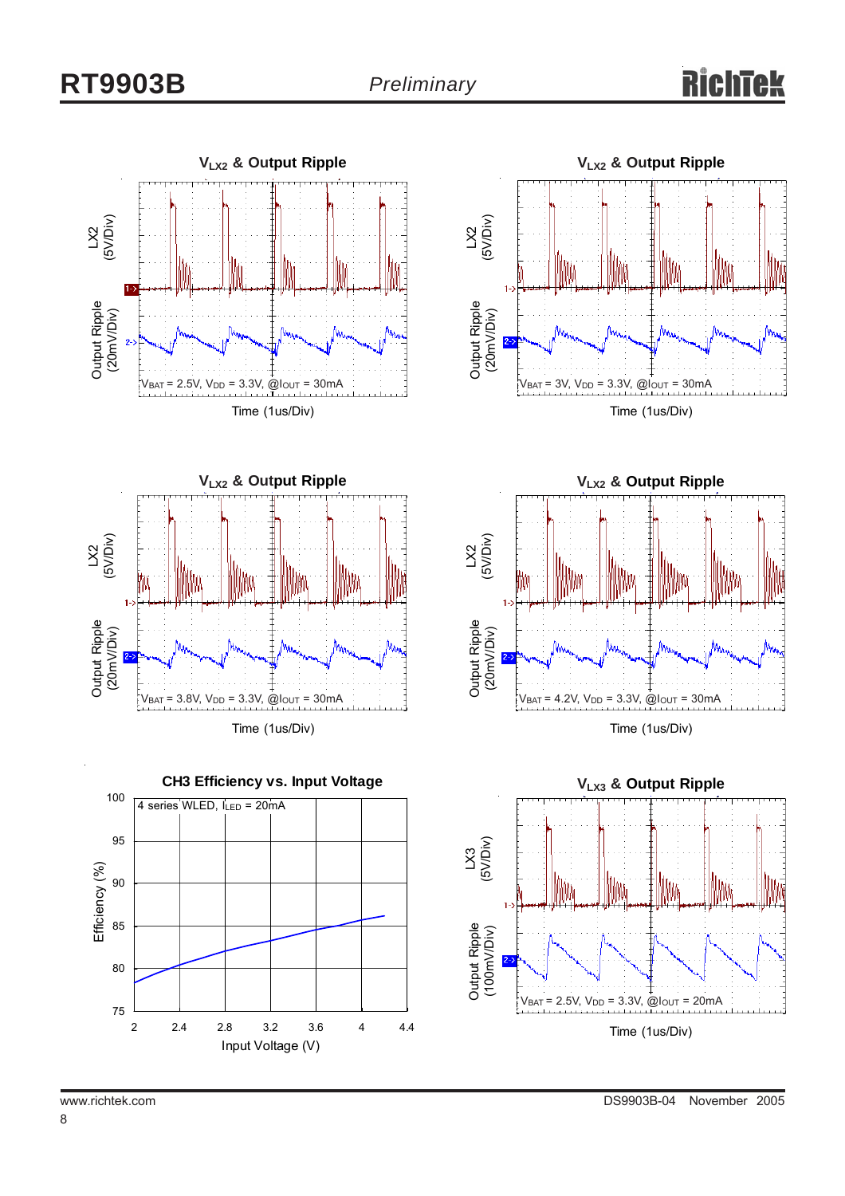### $V_{LX2}$ & Output Ripple

LX2 (5V/Div)

Output Ripple (20mV/Div)

$V_{BAT}$ = 2.5V, $V_{DD}$ = 3.3V, @$I_{OUT}$ = 30mA

Time (1us/Div)

### $V_{LX2}$ & Output Ripple

LX2 (5V/Div)

Output Ripple (20mV/Div)

$V_{BAT}$ = 3V, $V_{DD}$ = 3.3V, @$I_{OUT}$ = 30mA

Time (1us/Div)

### $V_{LX2}$ & Output Ripple

LX2 (5V/Div)

Output Ripple (20mV/Div)

$V_{BAT}$ = 3.8V, $V_{DD}$ = 3.3V, @$I_{OUT}$ = 30mA

Time (1us/Div)

### $V_{LX2}$ & Output Ripple

LX2 (5V/Div)

Output Ripple (20mV/Div)

$V_{BAT}$ = 4.2V, $V_{DD}$ = 3.3V, @$I_{OUT}$ = 30mA

Time (1us/Div)

### CH3 Efficiency vs. Input Voltage

4 series WLED, $I_{LED}$ = 20mA

Efficiency (%)

Input Voltage (V)

### $V_{LX3}$ & Output Ripple

LX3 (5V/Div)

Output Ripple (100mV/Div)

$V_{BAT}$ = 2.5V, $V_{DD}$ = 3.3V, @$I_{OUT}$ = 20mA

Time (1us/Div)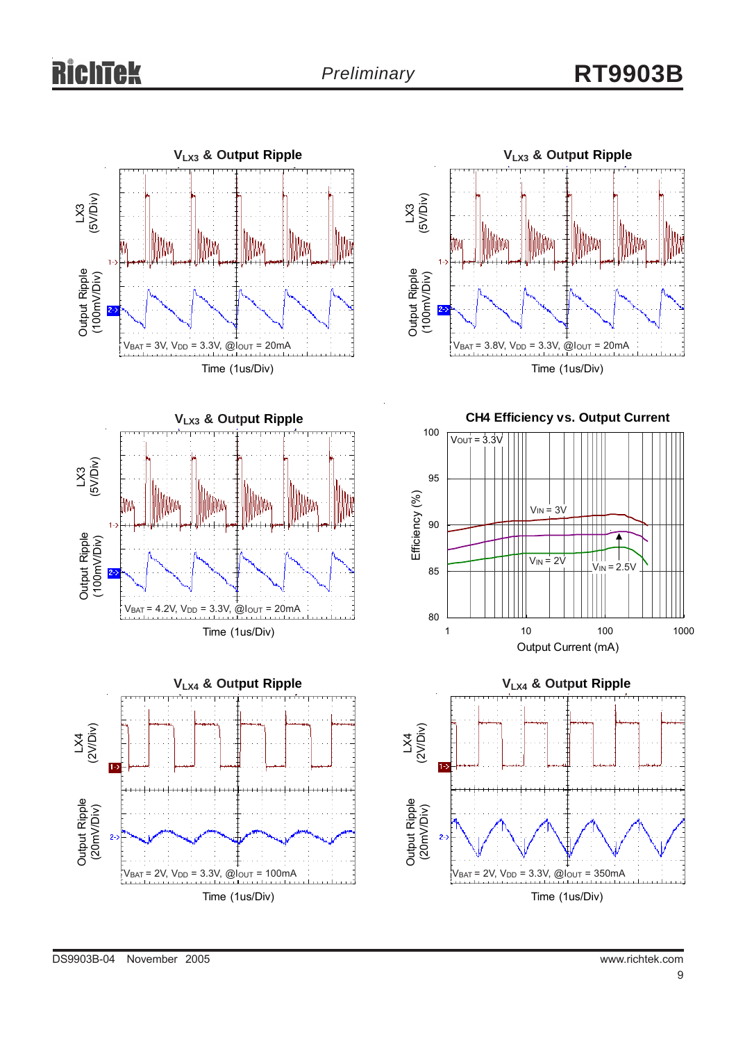**$V_{LX3}$ & Output Ripple**

LX3 (5V/Div)

Output Ripple (100mV/Div)

$V_{BAT}$ = 3V, $V_{DD}$ = 3.3V, @$I_{OUT}$ = 20mA

Time (1us/Div)

**$V_{LX3}$ & Output Ripple**

LX3 (5V/Div)

Output Ripple (100mV/Div)

$V_{BAT}$ = 3.8V, $V_{DD}$ = 3.3V, @$I_{OUT}$ = 20mA

Time (1us/Div)

**$V_{LX3}$ & Output Ripple**

LX3 (5V/Div)

Output Ripple (100mV/Div)

$V_{BAT}$ = 4.2V, $V_{DD}$ = 3.3V, @$I_{OUT}$ = 20mA

Time (1us/Div)

**CH4 Efficiency vs. Output Current**

$V_{OUT}$ = 3.3V

$V_{IN}$ = 3V

$V_{IN}$ = 2V

$V_{IN}$ = 2.5V

Efficiency (%)

Output Current (mA)

**$V_{LX4}$ & Output Ripple**

LX4 (2V/Div)

Output Ripple (20mV/Div)

$V_{BAT}$ = 2V, $V_{DD}$ = 3.3V, @$I_{OUT}$ = 100mA

Time (1us/Div)

**$V_{LX4}$ & Output Ripple**

LX4 (2V/Div)

Output Ripple (20mV/Div)

$V_{BAT}$ = 2V, $V_{DD}$ = 3.3V, @$I_{OUT}$ = 350mA

Time (1us/Div)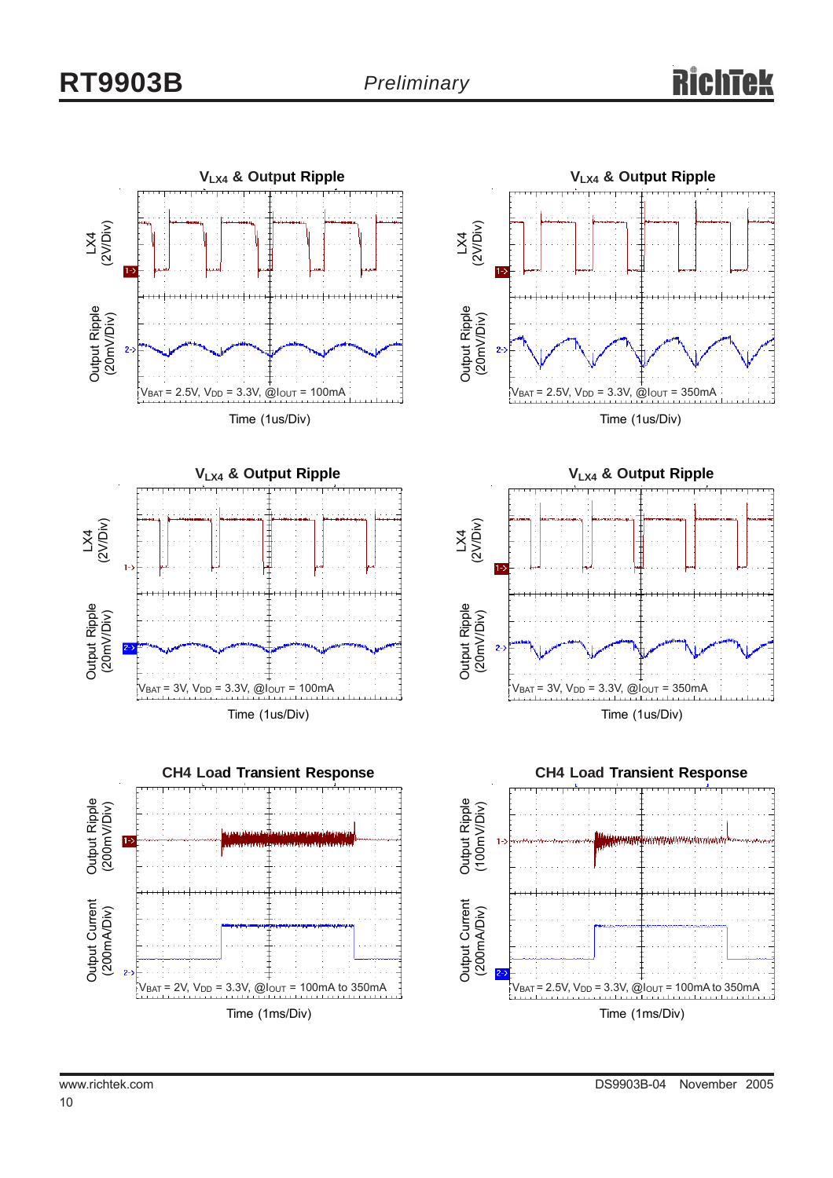$V_{LX4}$ & Output Ripple

LX4 (2V/Div)

Output Ripple (20mV/Div)

$V_{BAT}$ = 2.5V, $V_{DD}$ = 3.3V, @$I_{OUT}$ = 100mA

Time (1us/Div)

$V_{LX4}$ & Output Ripple

LX4 (2V/Div)

Output Ripple (20mV/Div)

$V_{BAT}$ = 2.5V, $V_{DD}$ = 3.3V, @$I_{OUT}$ = 350mA

Time (1us/Div)

$V_{LX4}$ & Output Ripple

LX4 (2V/Div)

Output Ripple (20mV/Div)

$V_{BAT}$ = 3V, $V_{DD}$ = 3.3V, @$I_{OUT}$ = 100mA

Time (1us/Div)

$V_{LX4}$ & Output Ripple

LX4 (2V/Div)

Output Ripple (20mV/Div)

$V_{BAT}$ = 3V, $V_{DD}$ = 3.3V, @$I_{OUT}$ = 350mA

Time (1us/Div)

CH4 Load Transient Response

Output Ripple (200mV/Div)

Output Current (200mA/Div)

$V_{BAT}$ = 2V, $V_{DD}$ = 3.3V, @$I_{OUT}$ = 100mA to 350mA

Time (1ms/Div)

CH4 Load Transient Response

Output Ripple (100mV/Div)

Output Current (200mA/Div)

$V_{BAT}$ = 2.5V, $V_{DD}$ = 3.3V, @$I_{OUT}$ = 100mA to 350mA

Time (1ms/Div)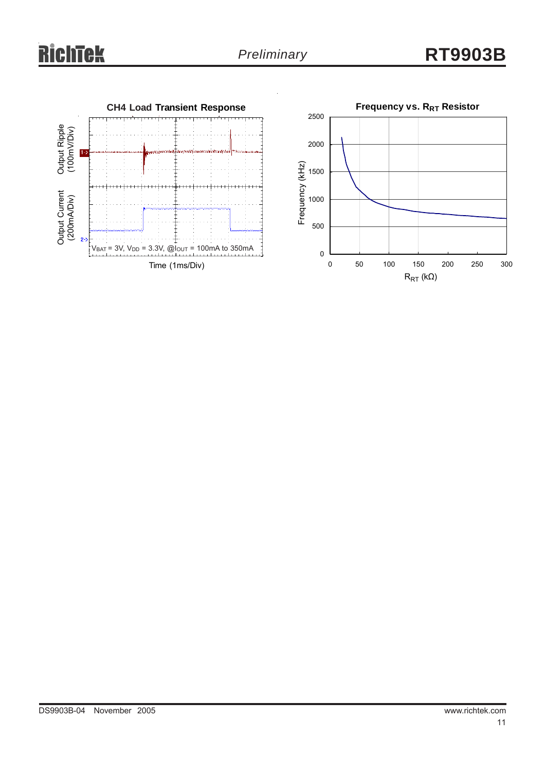**CH4 Load Transient Response**

Output Ripple (100mV/Div)

Output Current (200mA/Div)

$V_{BAT}$ = 3V, $V_{DD}$ = 3.3V, @$I_{OUT}$ = 100mA to 350mA

Time (1ms/Div)

**Frequency vs. $R_{RT}$ Resistor**

Frequency (kHz)

$R_{RT}$ (kΩ)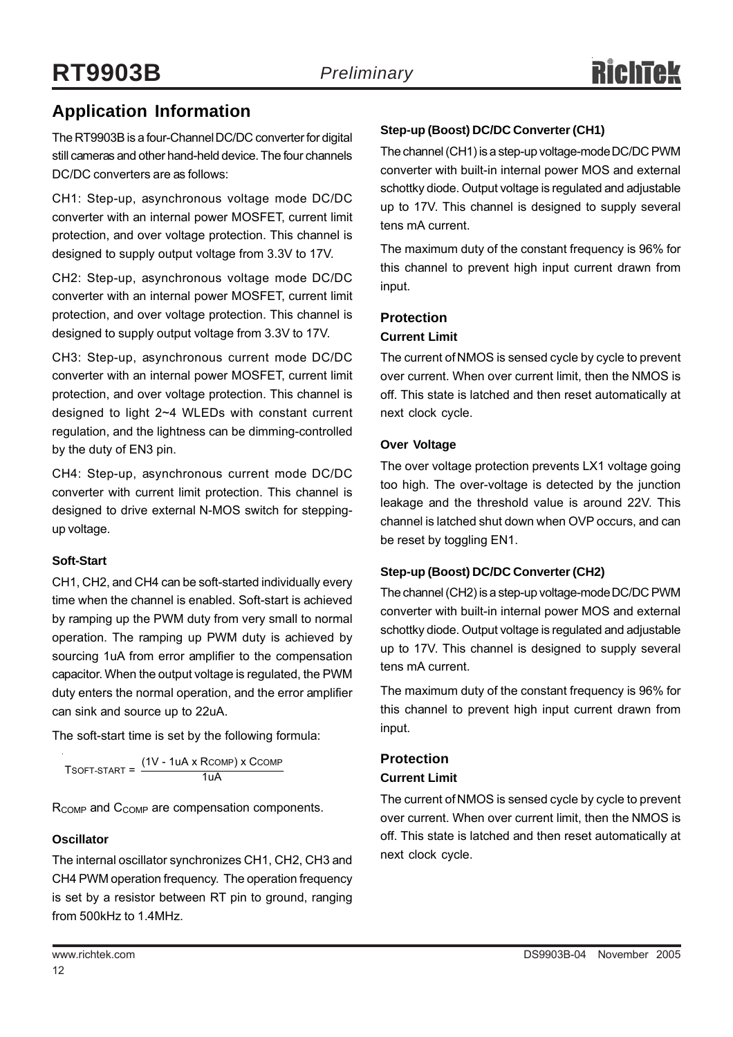## Application Information

The RT9903B is a four-Channel DC/DC converter for digital still cameras and other hand-held device. The four channels DC/DC converters are as follows:

CH1: Step-up, asynchronous voltage mode DC/DC converter with an internal power MOSFET, current limit protection, and over voltage protection. This channel is designed to supply output voltage from 3.3V to 17V.

CH2: Step-up, asynchronous voltage mode DC/DC converter with an internal power MOSFET, current limit protection, and over voltage protection. This channel is designed to supply output voltage from 3.3V to 17V.

CH3: Step-up, asynchronous current mode DC/DC converter with an internal power MOSFET, current limit protection, and over voltage protection. This channel is designed to light 2~4 WLEDs with constant current regulation, and the lightness can be dimming-controlled by the duty of EN3 pin.

CH4: Step-up, asynchronous current mode DC/DC converter with current limit protection. This channel is designed to drive external N-MOS switch for stepping-up voltage.

#### Soft-Start

CH1, CH2, and CH4 can be soft-started individually every time when the channel is enabled. Soft-start is achieved by ramping up the PWM duty from very small to normal operation. The ramping up PWM duty is achieved by sourcing 1uA from error amplifier to the compensation capacitor. When the output voltage is regulated, the PWM duty enters the normal operation, and the error amplifier can sink and source up to 22uA.

The soft-start time is set by the following formula:

$$T_{SOFT\text{-}START} = \frac{(1V - 1uA \times R_{COMP}) \times C_{COMP}}{1uA}$$

$R_{COMP}$ and $C_{COMP}$ are compensation components.

#### Oscillator

The internal oscillator synchronizes CH1, CH2, CH3 and CH4 PWM operation frequency. The operation frequency is set by a resistor between RT pin to ground, ranging from 500kHz to 1.4MHz.

#### Step-up (Boost) DC/DC Converter (CH1)

The channel (CH1) is a step-up voltage-mode DC/DC PWM converter with built-in internal power MOS and external schottky diode. Output voltage is regulated and adjustable up to 17V. This channel is designed to supply several tens mA current.

The maximum duty of the constant frequency is 96% for this channel to prevent high input current drawn from input.

### Protection

#### Current Limit

The current of NMOS is sensed cycle by cycle to prevent over current. When over current limit, then the NMOS is off. This state is latched and then reset automatically at next clock cycle.

#### Over Voltage

The over voltage protection prevents LX1 voltage going too high. The over-voltage is detected by the junction leakage and the threshold value is around 22V. This channel is latched shut down when OVP occurs, and can be reset by toggling EN1.

#### Step-up (Boost) DC/DC Converter (CH2)

The channel (CH2) is a step-up voltage-mode DC/DC PWM converter with built-in internal power MOS and external schottky diode. Output voltage is regulated and adjustable up to 17V. This channel is designed to supply several tens mA current.

The maximum duty of the constant frequency is 96% for this channel to prevent high input current drawn from input.

### Protection

#### Current Limit

The current of NMOS is sensed cycle by cycle to prevent over current. When over current limit, then the NMOS is off. This state is latched and then reset automatically at next clock cycle.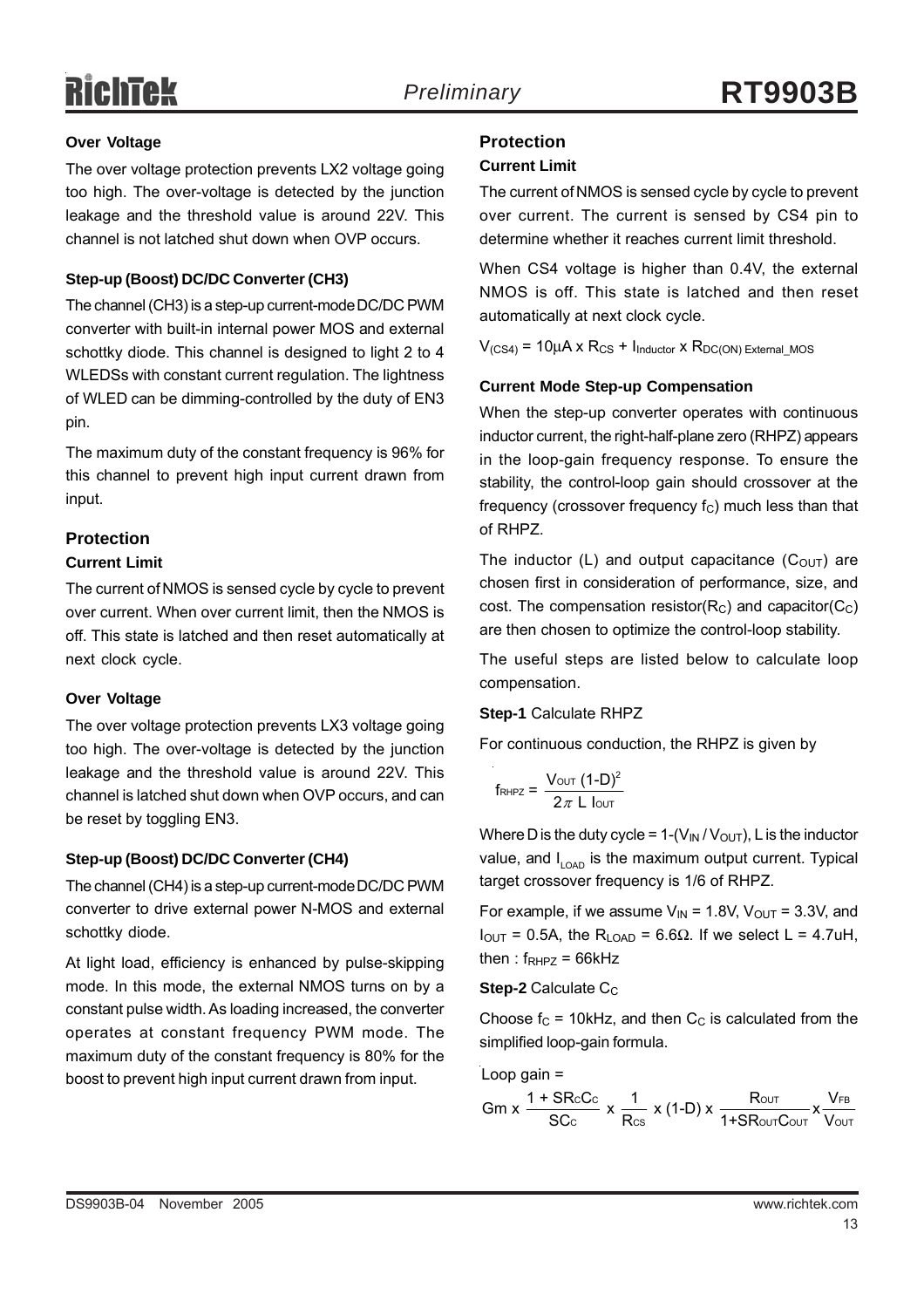#### Over Voltage

The over voltage protection prevents LX2 voltage going too high. The over-voltage is detected by the junction leakage and the threshold value is around 22V. This channel is not latched shut down when OVP occurs.

#### Step-up (Boost) DC/DC Converter (CH3)

The channel (CH3) is a step-up current-mode DC/DC PWM converter with built-in internal power MOS and external schottky diode. This channel is designed to light 2 to 4 WLEDSs with constant current regulation. The lightness of WLED can be dimming-controlled by the duty of EN3 pin.

The maximum duty of the constant frequency is 96% for this channel to prevent high input current drawn from input.

### Protection

#### Current Limit

The current of NMOS is sensed cycle by cycle to prevent over current. When over current limit, then the NMOS is off. This state is latched and then reset automatically at next clock cycle.

#### Over Voltage

The over voltage protection prevents LX3 voltage going too high. The over-voltage is detected by the junction leakage and the threshold value is around 22V. This channel is latched shut down when OVP occurs, and can be reset by toggling EN3.

#### Step-up (Boost) DC/DC Converter (CH4)

The channel (CH4) is a step-up current-mode DC/DC PWM converter to drive external power N-MOS and external schottky diode.

At light load, efficiency is enhanced by pulse-skipping mode. In this mode, the external NMOS turns on by a constant pulse width. As loading increased, the converter operates at constant frequency PWM mode. The maximum duty of the constant frequency is 80% for the boost to prevent high input current drawn from input.

### Protection

#### Current Limit

The current of NMOS is sensed cycle by cycle to prevent over current. The current is sensed by CS4 pin to determine whether it reaches current limit threshold.

When CS4 voltage is higher than 0.4V, the external NMOS is off. This state is latched and then reset automatically at next clock cycle.

$V_{(CS4)} = 10\mu A \times R_{CS} + I_{Inductor} \times R_{DC(ON)\ External\_MOS}$

#### Current Mode Step-up Compensation

When the step-up converter operates with continuous inductor current, the right-half-plane zero (RHPZ) appears in the loop-gain frequency response. To ensure the stability, the control-loop gain should crossover at the frequency (crossover frequency $f_C$) much less than that of RHPZ.

The inductor (L) and output capacitance ($C_{OUT}$) are chosen first in consideration of performance, size, and cost. The compensation resistor($R_C$) and capacitor($C_C$) are then chosen to optimize the control-loop stability.

The useful steps are listed below to calculate loop compensation.

**Step-1** Calculate RHPZ

For continuous conduction, the RHPZ is given by

$$f_{RHPZ} = \frac{V_{OUT}\,(1-D)^2}{2\pi\, L\, I_{OUT}}$$

Where D is the duty cycle = $1-(V_{IN}/V_{OUT})$, L is the inductor value, and $I_{LOAD}$ is the maximum output current. Typical target crossover frequency is 1/6 of RHPZ.

For example, if we assume $V_{IN}$ = 1.8V, $V_{OUT}$ = 3.3V, and $I_{OUT}$ = 0.5A, the $R_{LOAD}$ = 6.6Ω. If we select L = 4.7uH, then : $f_{RHPZ}$ = 66kHz

**Step-2** Calculate $C_C$

Choose $f_C$ = 10kHz, and then $C_C$ is calculated from the simplified loop-gain formula.

Loop gain =

$$Gm \times \frac{1 + SR_CC_C}{SC_C} \times \frac{1}{R_{CS}} \times (1-D) \times \frac{R_{OUT}}{1+SR_{OUT}C_{OUT}} \times \frac{V_{FB}}{V_{OUT}}$$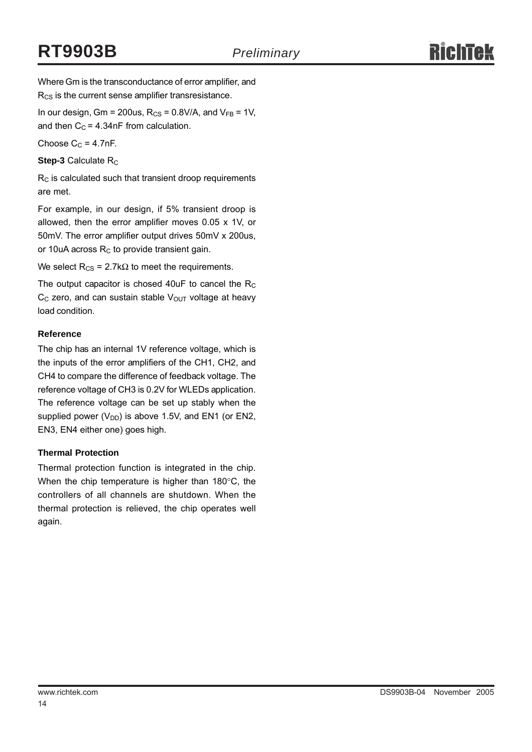Where Gm is the transconductance of error amplifier, and $R_{CS}$ is the current sense amplifier transresistance.

In our design, Gm = 200us, $R_{CS}$ = 0.8V/A, and $V_{FB}$ = 1V, and then $C_C$ = 4.34nF from calculation.

Choose $C_C$ = 4.7nF.

**Step-3** Calculate $R_C$

$R_C$ is calculated such that transient droop requirements are met.

For example, in our design, if 5% transient droop is allowed, then the error amplifier moves 0.05 x 1V, or 50mV. The error amplifier output drives 50mV x 200us, or 10uA across $R_C$ to provide transient gain.

We select $R_{CS}$ = 2.7kΩ to meet the requirements.

The output capacitor is chosed 40uF to cancel the $R_C$ $C_C$ zero, and can sustain stable $V_{OUT}$ voltage at heavy load condition.

### Reference

The chip has an internal 1V reference voltage, which is the inputs of the error amplifiers of the CH1, CH2, and CH4 to compare the difference of feedback voltage. The reference voltage of CH3 is 0.2V for WLEDs application. The reference voltage can be set up stably when the supplied power ($V_{DD}$) is above 1.5V, and EN1 (or EN2, EN3, EN4 either one) goes high.

### Thermal Protection

Thermal protection function is integrated in the chip. When the chip temperature is higher than 180°C, the controllers of all channels are shutdown. When the thermal protection is relieved, the chip operates well again.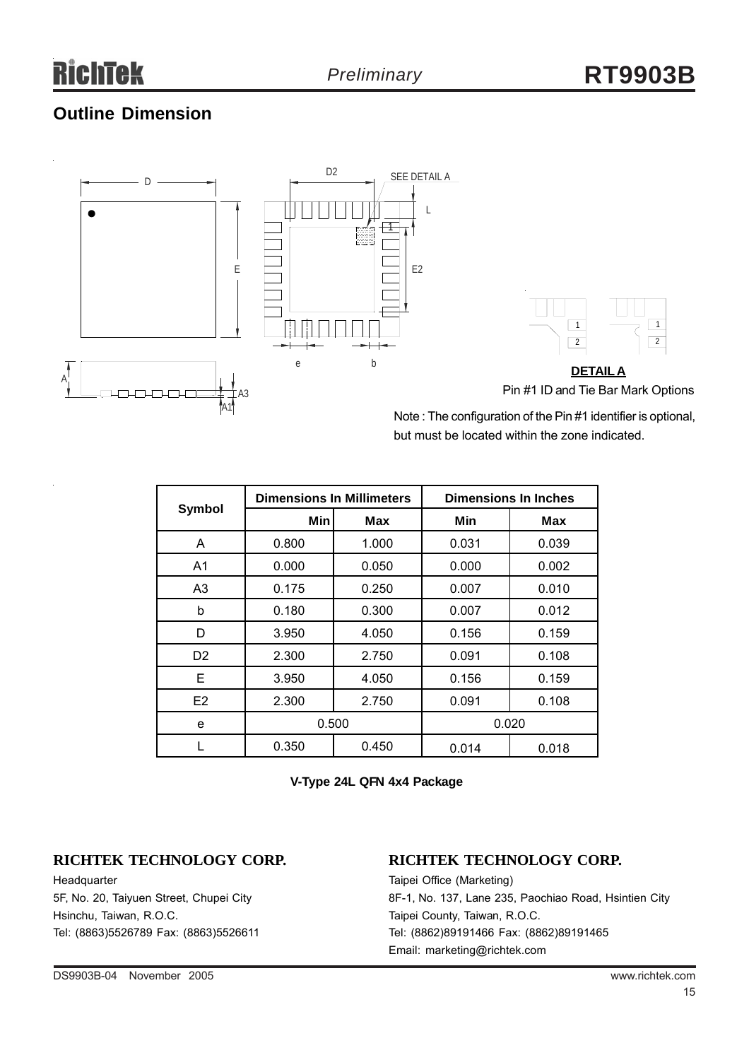## Outline Dimension

D2

SEE DETAIL A

D

L

E

E2

1

e

b

A

A3

A1

1

2

1

2

**DETAIL A**

Pin #1 ID and Tie Bar Mark Options

Note : The configuration of the Pin #1 identifier is optional, but must be located within the zone indicated.

| Symbol | Dimensions In Millimeters | | Dimensions In Inches | |
|---|---|---|---|---|
| | Min | Max | Min | Max |
| A | 0.800 | 1.000 | 0.031 | 0.039 |
| A1 | 0.000 | 0.050 | 0.000 | 0.002 |
| A3 | 0.175 | 0.250 | 0.007 | 0.010 |
| b | 0.180 | 0.300 | 0.007 | 0.012 |
| D | 3.950 | 4.050 | 0.156 | 0.159 |
| D2 | 2.300 | 2.750 | 0.091 | 0.108 |
| E | 3.950 | 4.050 | 0.156 | 0.159 |
| E2 | 2.300 | 2.750 | 0.091 | 0.108 |
| e | 0.500 | | 0.020 | |
| L | 0.350 | 0.450 | 0.014 | 0.018 |

**V-Type 24L QFN 4x4 Package**

**RICHTEK TECHNOLOGY CORP.**

Headquarter
5F, No. 20, Taiyuen Street, Chupei City
Hsinchu, Taiwan, R.O.C.
Tel: (8863)5526789 Fax: (8863)5526611

**RICHTEK TECHNOLOGY CORP.**

Taipei Office (Marketing)
8F-1, No. 137, Lane 235, Paochiao Road, Hsintien City
Taipei County, Taiwan, R.O.C.
Tel: (8862)89191466 Fax: (8862)89191465
Email: marketing@richtek.com